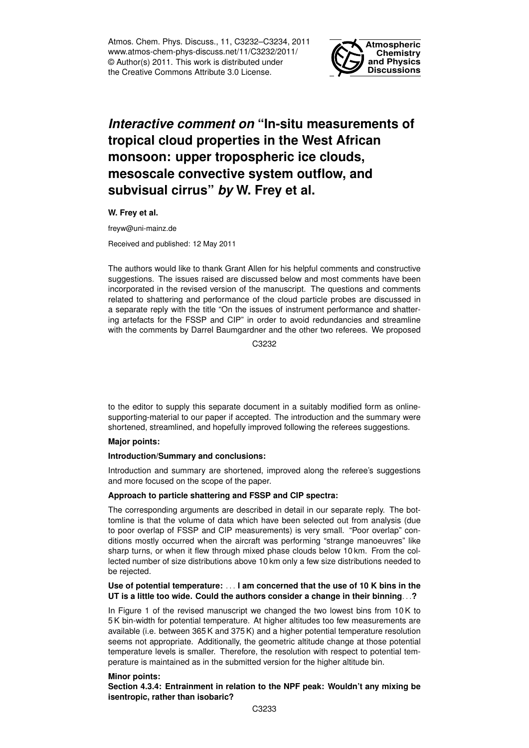Atmos. Chem. Phys. Discuss., 11, C3232–C3234, 2011
www.atmos-chem-phys-discuss.net/11/C3232/2011/
© Author(s) 2011. This work is distributed under
the Creative Commons Attribute 3.0 License.

# *Interactive comment on* "In-situ measurements of tropical cloud properties in the West African monsoon: upper tropospheric ice clouds, mesoscale convective system outflow, and subvisual cirrus" *by* W. Frey et al.

**W. Frey et al.**

freyw@uni-mainz.de

Received and published: 12 May 2011

The authors would like to thank Grant Allen for his helpful comments and constructive suggestions. The issues raised are discussed below and most comments have been incorporated in the revised version of the manuscript. The questions and comments related to shattering and performance of the cloud particle probes are discussed in a separate reply with the title "On the issues of instrument performance and shattering artefacts for the FSSP and CIP" in order to avoid redundancies and streamline with the comments by Darrel Baumgardner and the other two referees. We proposed to the editor to supply this separate document in a suitably modified form as online-supporting-material to our paper if accepted. The introduction and the summary were shortened, streamlined, and hopefully improved following the referees suggestions.

**Major points:**

**Introduction/Summary and conclusions:**

Introduction and summary are shortened, improved along the referee's suggestions and more focused on the scope of the paper.

**Approach to particle shattering and FSSP and CIP spectra:**

The corresponding arguments are described in detail in our separate reply. The bottomline is that the volume of data which have been selected out from analysis (due to poor overlap of FSSP and CIP measurements) is very small. "Poor overlap" conditions mostly occurred when the aircraft was performing "strange manoeuvres" like sharp turns, or when it flew through mixed phase clouds below 10 km. From the collected number of size distributions above 10 km only a few size distributions needed to be rejected.

**Use of potential temperature:** ... **I am concerned that the use of 10 K bins in the UT is a little too wide. Could the authors consider a change in their binning...?**

In Figure 1 of the revised manuscript we changed the two lowest bins from 10 K to 5 K bin-width for potential temperature. At higher altitudes too few measurements are available (i.e. between 365 K and 375 K) and a higher potential temperature resolution seems not appropriate. Additionally, the geometric altitude change at those potential temperature levels is smaller. Therefore, the resolution with respect to potential temperature is maintained as in the submitted version for the higher altitude bin.

**Minor points:**

**Section 4.3.4: Entrainment in relation to the NPF peak: Wouldn't any mixing be isentropic, rather than isobaric?**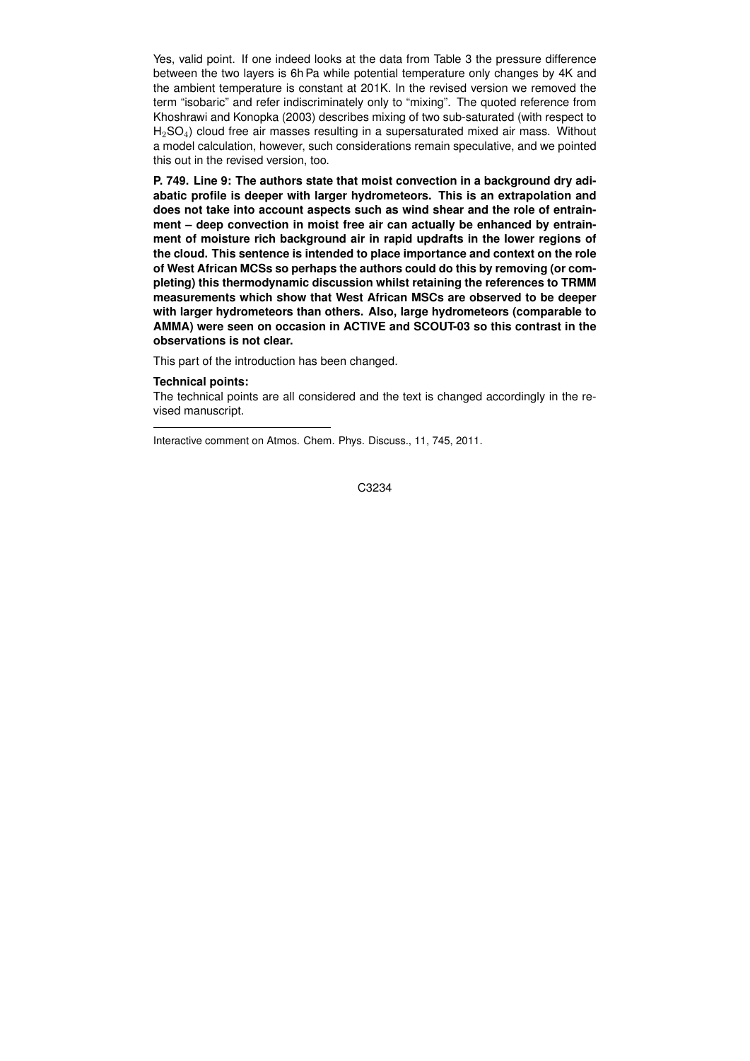Yes, valid point. If one indeed looks at the data from Table 3 the pressure difference between the two layers is 6h Pa while potential temperature only changes by 4K and the ambient temperature is constant at 201K. In the revised version we removed the term "isobaric" and refer indiscriminately only to "mixing". The quoted reference from Khoshrawi and Konopka (2003) describes mixing of two sub-saturated (with respect to $H_2SO_4$) cloud free air masses resulting in a supersaturated mixed air mass. Without a model calculation, however, such considerations remain speculative, and we pointed this out in the revised version, too.

**P. 749. Line 9: The authors state that moist convection in a background dry adiabatic profile is deeper with larger hydrometeors. This is an extrapolation and does not take into account aspects such as wind shear and the role of entrainment – deep convection in moist free air can actually be enhanced by entrainment of moisture rich background air in rapid updrafts in the lower regions of the cloud. This sentence is intended to place importance and context on the role of West African MCSs so perhaps the authors could do this by removing (or completing) this thermodynamic discussion whilst retaining the references to TRMM measurements which show that West African MSCs are observed to be deeper with larger hydrometeors than others. Also, large hydrometeors (comparable to AMMA) were seen on occasion in ACTIVE and SCOUT-03 so this contrast in the observations is not clear.**

This part of the introduction has been changed.

**Technical points:**
The technical points are all considered and the text is changed accordingly in the revised manuscript.

---

Interactive comment on Atmos. Chem. Phys. Discuss., 11, 745, 2011.